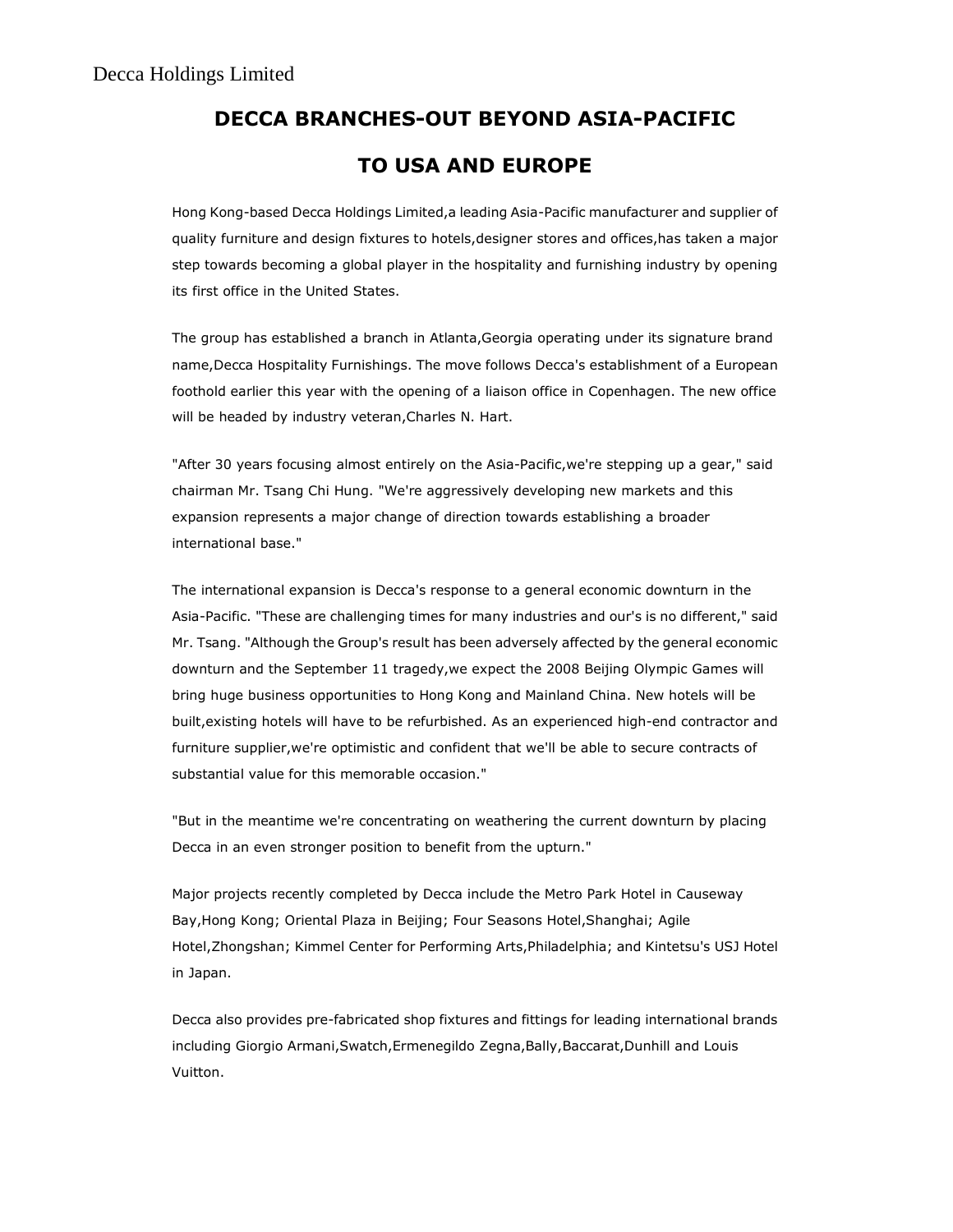Decca Holdings Limited

# DECCA BRANCHES-OUT BEYOND ASIA-PACIFIC TO USA AND EUROPE

Hong Kong-based Decca Holdings Limited,a leading Asia-Pacific manufacturer and supplier of quality furniture and design fixtures to hotels,designer stores and offices,has taken a major step towards becoming a global player in the hospitality and furnishing industry by opening its first office in the United States.

The group has established a branch in Atlanta,Georgia operating under its signature brand name,Decca Hospitality Furnishings. The move follows Decca's establishment of a European foothold earlier this year with the opening of a liaison office in Copenhagen. The new office will be headed by industry veteran,Charles N. Hart.

"After 30 years focusing almost entirely on the Asia-Pacific,we're stepping up a gear," said chairman Mr. Tsang Chi Hung. "We're aggressively developing new markets and this expansion represents a major change of direction towards establishing a broader international base."

The international expansion is Decca's response to a general economic downturn in the Asia-Pacific. "These are challenging times for many industries and our's is no different," said Mr. Tsang. "Although the Group's result has been adversely affected by the general economic downturn and the September 11 tragedy,we expect the 2008 Beijing Olympic Games will bring huge business opportunities to Hong Kong and Mainland China. New hotels will be built,existing hotels will have to be refurbished. As an experienced high-end contractor and furniture supplier,we're optimistic and confident that we'll be able to secure contracts of substantial value for this memorable occasion."

"But in the meantime we're concentrating on weathering the current downturn by placing Decca in an even stronger position to benefit from the upturn."

Major projects recently completed by Decca include the Metro Park Hotel in Causeway Bay,Hong Kong; Oriental Plaza in Beijing; Four Seasons Hotel,Shanghai; Agile Hotel,Zhongshan; Kimmel Center for Performing Arts,Philadelphia; and Kintetsu's USJ Hotel in Japan.

Decca also provides pre-fabricated shop fixtures and fittings for leading international brands including Giorgio Armani,Swatch,Ermenegildo Zegna,Bally,Baccarat,Dunhill and Louis Vuitton.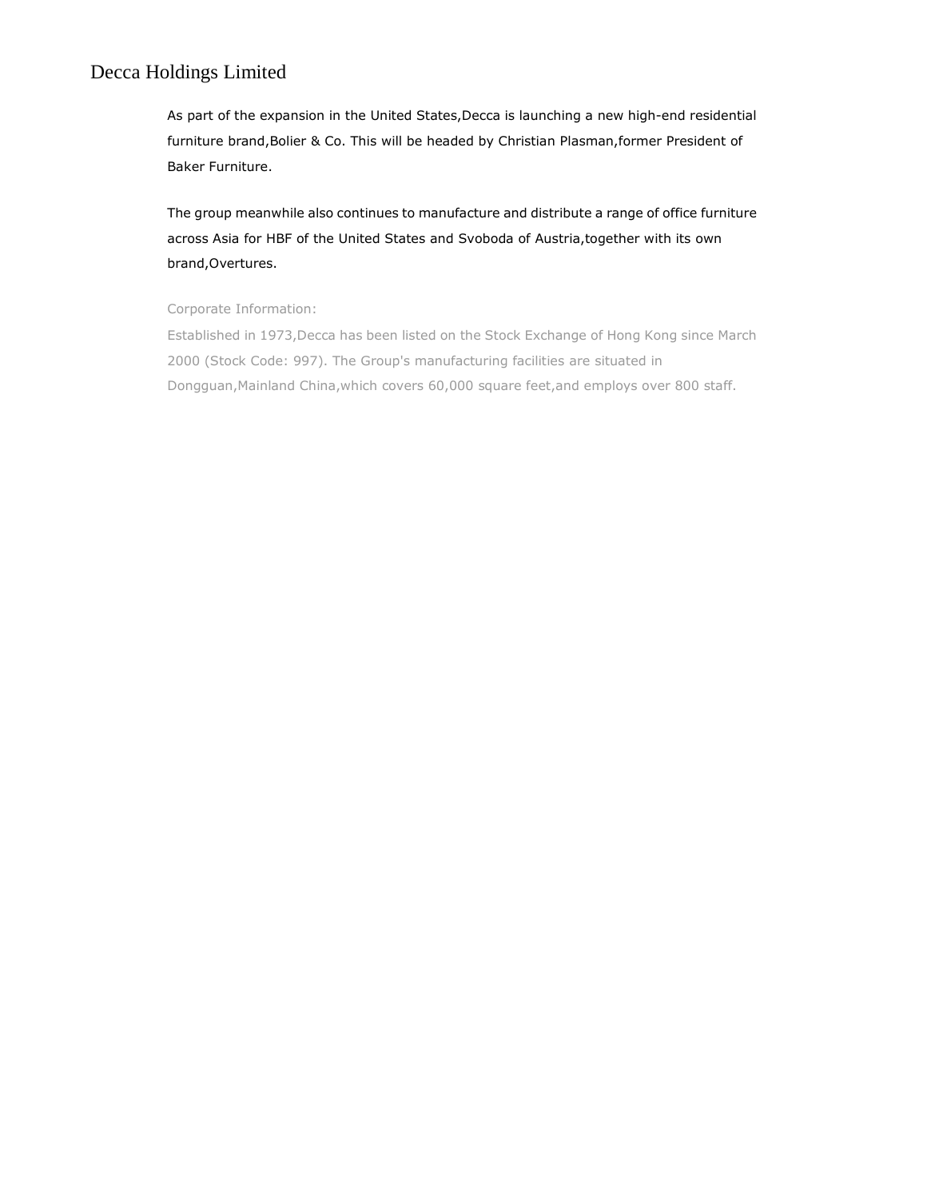As part of the expansion in the United States,Decca is launching a new high-end residential furniture brand,Bolier & Co. This will be headed by Christian Plasman,former President of Baker Furniture.

The group meanwhile also continues to manufacture and distribute a range of office furniture across Asia for HBF of the United States and Svoboda of Austria,together with its own brand,Overtures.

Corporate Information:

Established in 1973,Decca has been listed on the Stock Exchange of Hong Kong since March 2000 (Stock Code: 997). The Group's manufacturing facilities are situated in Dongguan,Mainland China,which covers 60,000 square feet,and employs over 800 staff.